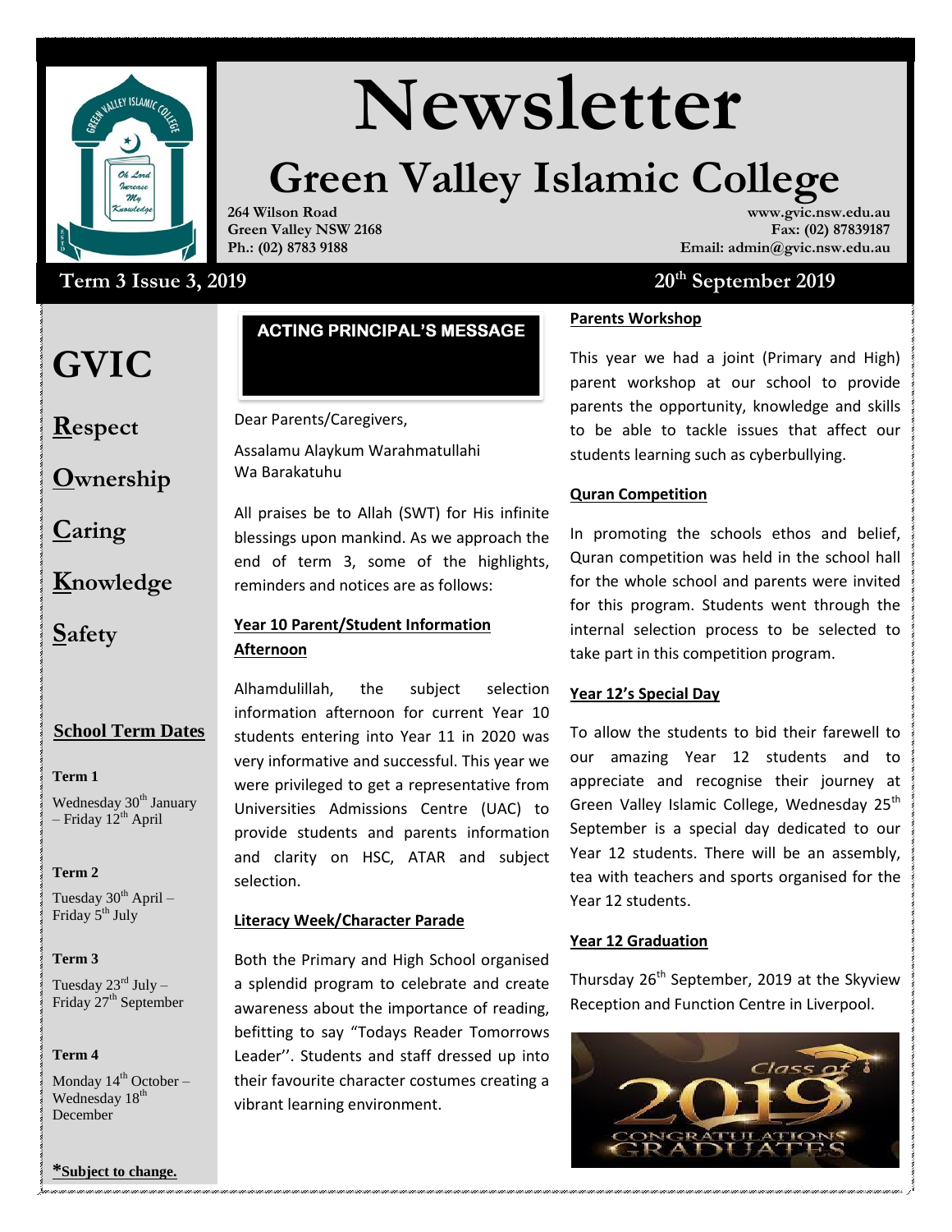# Newsletter

## Green Valley Islamic College

**264 Wilson Road**
**Green Valley NSW 2168**
**Ph.: (02) 8783 9188**

**www.gvic.nsw.edu.au**
**Fax: (02) 87839187**
**Email: admin@gvic.nsw.edu.au**

**Term 3 Issue 3, 2019** — **20th September 2019**

# GVIC

**R**espect

**O**wnership

**C**aring

**K**nowledge

**S**afety

### School Term Dates

**Term 1**

Wednesday 30th January – Friday 12th April

**Term 2**

Tuesday 30th April – Friday 5th July

**Term 3**

Tuesday 23rd July – Friday 27th September

**Term 4**

Monday 14th October – Wednesday 18th December

***Subject to change.**

## ACTING PRINCIPAL'S MESSAGE

Dear Parents/Caregivers,

Assalamu Alaykum Warahmatullahi Wa Barakatuhu

All praises be to Allah (SWT) for His infinite blessings upon mankind. As we approach the end of term 3, some of the highlights, reminders and notices are as follows:

**Year 10 Parent/Student Information Afternoon**

Alhamdulillah, the subject selection information afternoon for current Year 10 students entering into Year 11 in 2020 was very informative and successful. This year we were privileged to get a representative from Universities Admissions Centre (UAC) to provide students and parents information and clarity on HSC, ATAR and subject selection.

**Literacy Week/Character Parade**

Both the Primary and High School organised a splendid program to celebrate and create awareness about the importance of reading, befitting to say "Todays Reader Tomorrows Leader''. Students and staff dressed up into their favourite character costumes creating a vibrant learning environment.

**Parents Workshop**

This year we had a joint (Primary and High) parent workshop at our school to provide parents the opportunity, knowledge and skills to be able to tackle issues that affect our students learning such as cyberbullying.

**Quran Competition**

In promoting the schools ethos and belief, Quran competition was held in the school hall for the whole school and parents were invited for this program. Students went through the internal selection process to be selected to take part in this competition program.

**Year 12's Special Day**

To allow the students to bid their farewell to our amazing Year 12 students and to appreciate and recognise their journey at Green Valley Islamic College, Wednesday 25th September is a special day dedicated to our Year 12 students. There will be an assembly, tea with teachers and sports organised for the Year 12 students.

**Year 12 Graduation**

Thursday 26th September, 2019 at the Skyview Reception and Function Centre in Liverpool.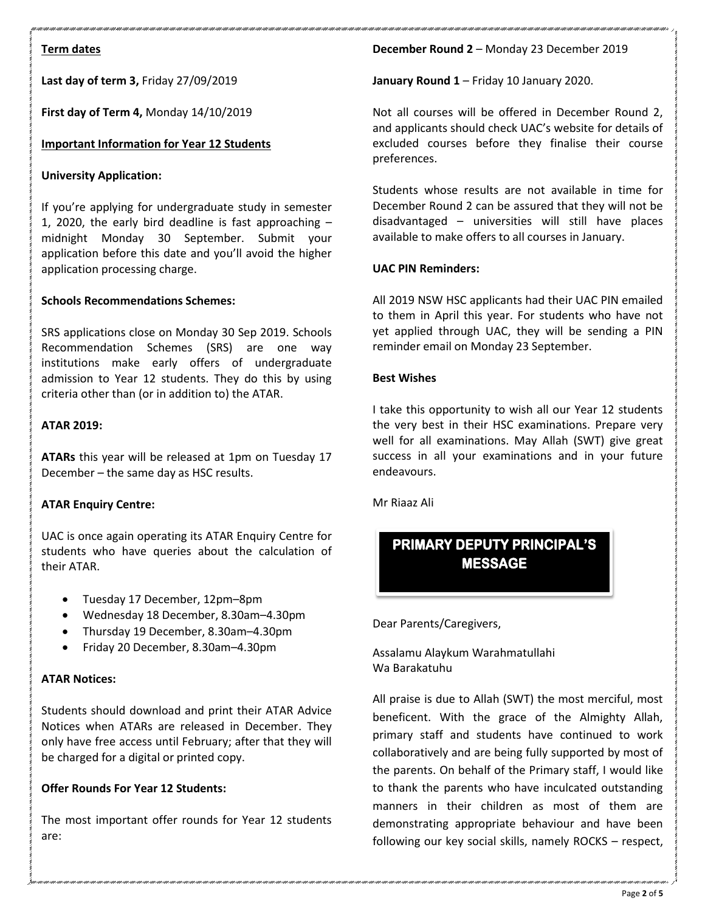**Term dates**

**Last day of term 3,** Friday 27/09/2019

**First day of Term 4,** Monday 14/10/2019

**Important Information for Year 12 Students**

**University Application:**

If you're applying for undergraduate study in semester 1, 2020, the early bird deadline is fast approaching – midnight Monday 30 September. Submit your application before this date and you'll avoid the higher application processing charge.

**Schools Recommendations Schemes:**

SRS applications close on Monday 30 Sep 2019. Schools Recommendation Schemes (SRS) are one way institutions make early offers of undergraduate admission to Year 12 students. They do this by using criteria other than (or in addition to) the ATAR.

**ATAR 2019:**

**ATARs** this year will be released at 1pm on Tuesday 17 December – the same day as HSC results.

**ATAR Enquiry Centre:**

UAC is once again operating its ATAR Enquiry Centre for students who have queries about the calculation of their ATAR.

- Tuesday 17 December, 12pm–8pm
- Wednesday 18 December, 8.30am–4.30pm
- Thursday 19 December, 8.30am–4.30pm
- Friday 20 December, 8.30am–4.30pm

**ATAR Notices:**

Students should download and print their ATAR Advice Notices when ATARs are released in December. They only have free access until February; after that they will be charged for a digital or printed copy.

**Offer Rounds For Year 12 Students:**

The most important offer rounds for Year 12 students are:

**December Round 2** – Monday 23 December 2019

**January Round 1** – Friday 10 January 2020.

Not all courses will be offered in December Round 2, and applicants should check UAC's website for details of excluded courses before they finalise their course preferences.

Students whose results are not available in time for December Round 2 can be assured that they will not be disadvantaged – universities will still have places available to make offers to all courses in January.

**UAC PIN Reminders:**

All 2019 NSW HSC applicants had their UAC PIN emailed to them in April this year. For students who have not yet applied through UAC, they will be sending a PIN reminder email on Monday 23 September.

**Best Wishes**

I take this opportunity to wish all our Year 12 students the very best in their HSC examinations. Prepare very well for all examinations. May Allah (SWT) give great success in all your examinations and in your future endeavours.

Mr Riaaz Ali

## PRIMARY DEPUTY PRINCIPAL'S MESSAGE

Dear Parents/Caregivers,

Assalamu Alaykum Warahmatullahi
Wa Barakatuhu

All praise is due to Allah (SWT) the most merciful, most beneficent. With the grace of the Almighty Allah, primary staff and students have continued to work collaboratively and are being fully supported by most of the parents. On behalf of the Primary staff, I would like to thank the parents who have inculcated outstanding manners in their children as most of them are demonstrating appropriate behaviour and have been following our key social skills, namely ROCKS – respect,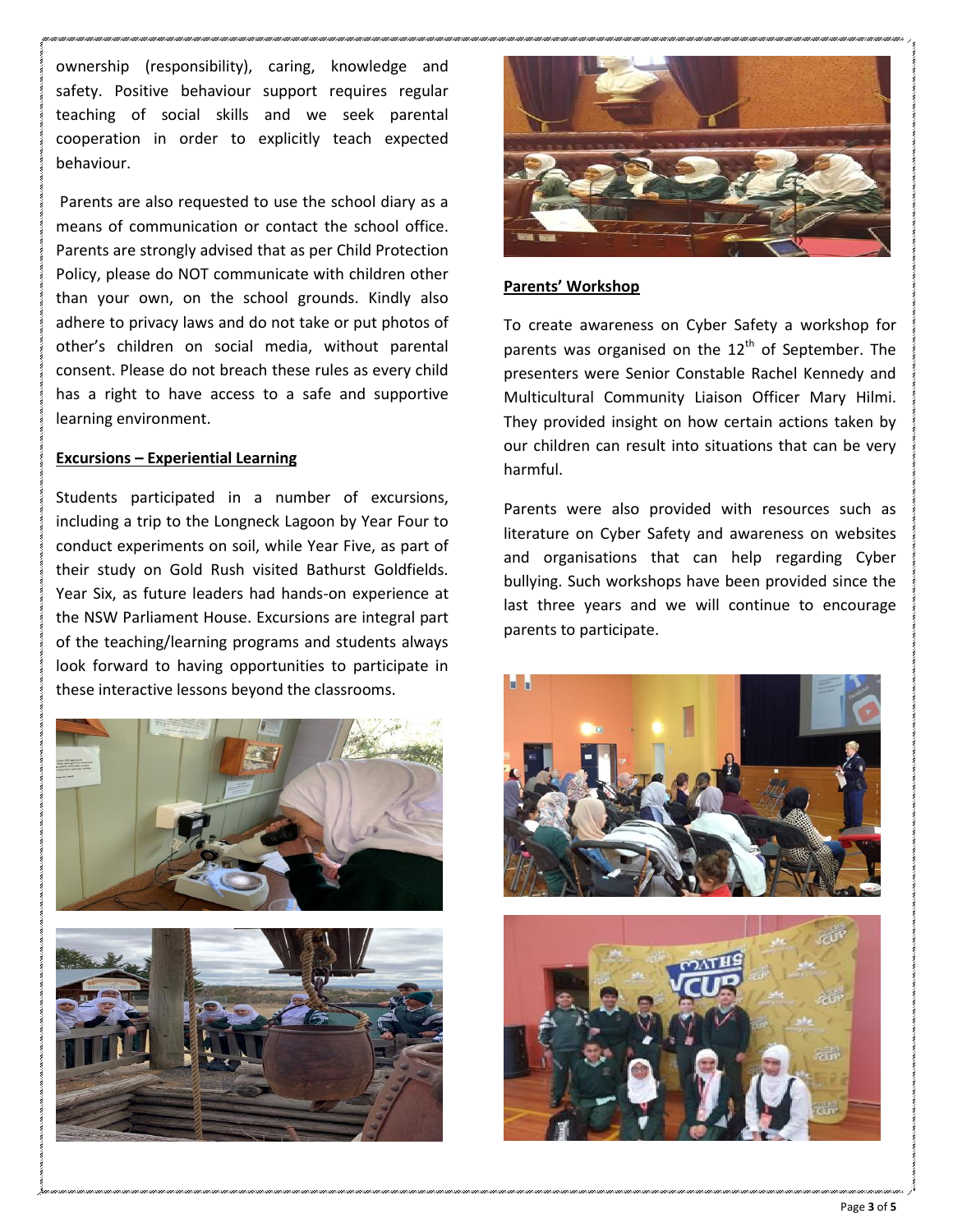ownership (responsibility), caring, knowledge and safety. Positive behaviour support requires regular teaching of social skills and we seek parental cooperation in order to explicitly teach expected behaviour.

Parents are also requested to use the school diary as a means of communication or contact the school office. Parents are strongly advised that as per Child Protection Policy, please do NOT communicate with children other than your own, on the school grounds. Kindly also adhere to privacy laws and do not take or put photos of other's children on social media, without parental consent. Please do not breach these rules as every child has a right to have access to a safe and supportive learning environment.

**Excursions – Experiential Learning**

Students participated in a number of excursions, including a trip to the Longneck Lagoon by Year Four to conduct experiments on soil, while Year Five, as part of their study on Gold Rush visited Bathurst Goldfields. Year Six, as future leaders had hands-on experience at the NSW Parliament House. Excursions are integral part of the teaching/learning programs and students always look forward to having opportunities to participate in these interactive lessons beyond the classrooms.

**Parents' Workshop**

To create awareness on Cyber Safety a workshop for parents was organised on the 12th of September. The presenters were Senior Constable Rachel Kennedy and Multicultural Community Liaison Officer Mary Hilmi. They provided insight on how certain actions taken by our children can result into situations that can be very harmful.

Parents were also provided with resources such as literature on Cyber Safety and awareness on websites and organisations that can help regarding Cyber bullying. Such workshops have been provided since the last three years and we will continue to encourage parents to participate.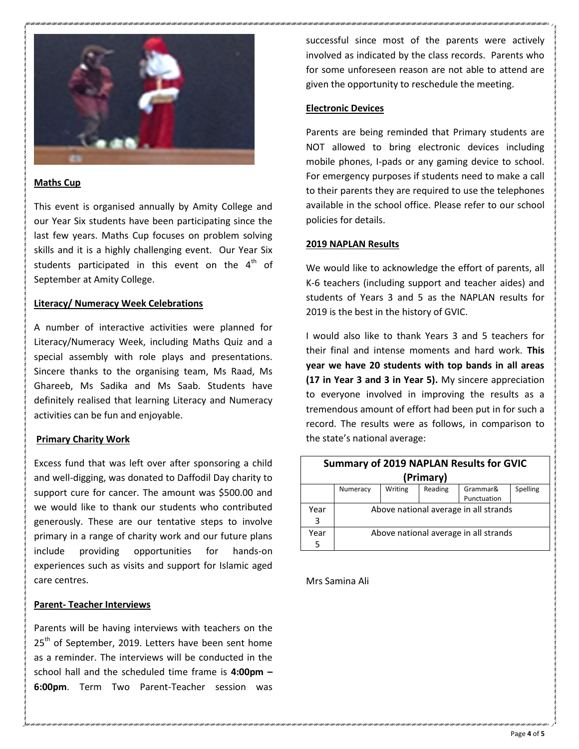### Maths Cup

This event is organised annually by Amity College and our Year Six students have been participating since the last few years. Maths Cup focuses on problem solving skills and it is a highly challenging event. Our Year Six students participated in this event on the 4th of September at Amity College.

### Literacy/ Numeracy Week Celebrations

A number of interactive activities were planned for Literacy/Numeracy Week, including Maths Quiz and a special assembly with role plays and presentations. Sincere thanks to the organising team, Ms Raad, Ms Ghareeb, Ms Sadika and Ms Saab. Students have definitely realised that learning Literacy and Numeracy activities can be fun and enjoyable.

### Primary Charity Work

Excess fund that was left over after sponsoring a child and well-digging, was donated to Daffodil Day charity to support cure for cancer. The amount was $500.00 and we would like to thank our students who contributed generously. These are our tentative steps to involve primary in a range of charity work and our future plans include providing opportunities for hands-on experiences such as visits and support for Islamic aged care centres.

### Parent- Teacher Interviews

Parents will be having interviews with teachers on the 25th of September, 2019. Letters have been sent home as a reminder. The interviews will be conducted in the school hall and the scheduled time frame is **4:00pm – 6:00pm**. Term Two Parent-Teacher session was successful since most of the parents were actively involved as indicated by the class records. Parents who for some unforeseen reason are not able to attend are given the opportunity to reschedule the meeting.

### Electronic Devices

Parents are being reminded that Primary students are NOT allowed to bring electronic devices including mobile phones, I-pads or any gaming device to school. For emergency purposes if students need to make a call to their parents they are required to use the telephones available in the school office. Please refer to our school policies for details.

### 2019 NAPLAN Results

We would like to acknowledge the effort of parents, all K-6 teachers (including support and teacher aides) and students of Years 3 and 5 as the NAPLAN results for 2019 is the best in the history of GVIC.

I would also like to thank Years 3 and 5 teachers for their final and intense moments and hard work. **This year we have 20 students with top bands in all areas (17 in Year 3 and 3 in Year 5).** My sincere appreciation to everyone involved in improving the results as a tremendous amount of effort had been put in for such a record. The results were as follows, in comparison to the state's national average:

**Summary of 2019 NAPLAN Results for GVIC (Primary)**

| | Numeracy | Writing | Reading | Grammar& Punctuation | Spelling |
|---|---|---|---|---|---|
| Year 3 | Above national average in all strands | | | | |
| Year 5 | Above national average in all strands | | | | |

Mrs Samina Ali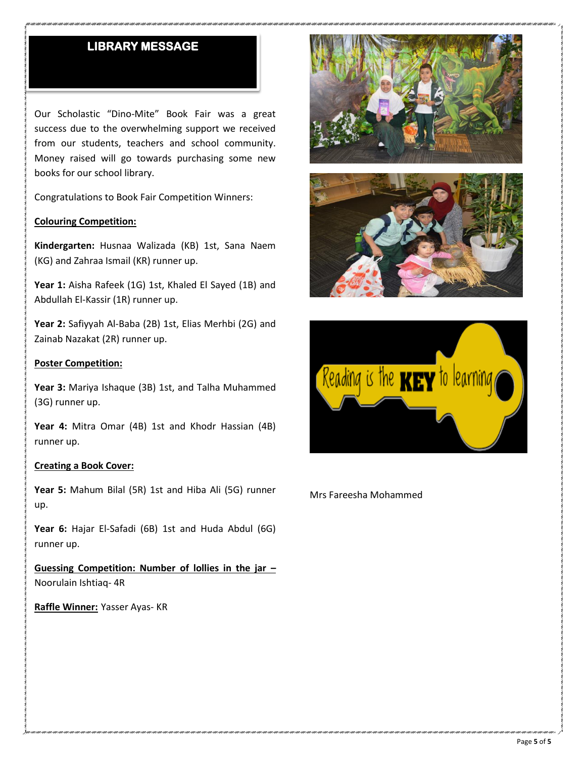# LIBRARY MESSAGE

Our Scholastic "Dino-Mite" Book Fair was a great success due to the overwhelming support we received from our students, teachers and school community. Money raised will go towards purchasing some new books for our school library.

Congratulations to Book Fair Competition Winners:

**Colouring Competition:**

**Kindergarten:** Husnaa Walizada (KB) 1st, Sana Naem (KG) and Zahraa Ismail (KR) runner up.

**Year 1:** Aisha Rafeek (1G) 1st, Khaled El Sayed (1B) and Abdullah El-Kassir (1R) runner up.

**Year 2:** Safiyyah Al-Baba (2B) 1st, Elias Merhbi (2G) and Zainab Nazakat (2R) runner up.

**Poster Competition:**

**Year 3:** Mariya Ishaque (3B) 1st, and Talha Muhammed (3G) runner up.

**Year 4:** Mitra Omar (4B) 1st and Khodr Hassian (4B) runner up.

**Creating a Book Cover:**

**Year 5:** Mahum Bilal (5R) 1st and Hiba Ali (5G) runner up.

**Year 6:** Hajar El-Safadi (6B) 1st and Huda Abdul (6G) runner up.

**Guessing Competition: Number of lollies in the jar –** Noorulain Ishtiaq- 4R

**Raffle Winner:** Yasser Ayas- KR

Reading is the KEY to learning

Mrs Fareesha Mohammed